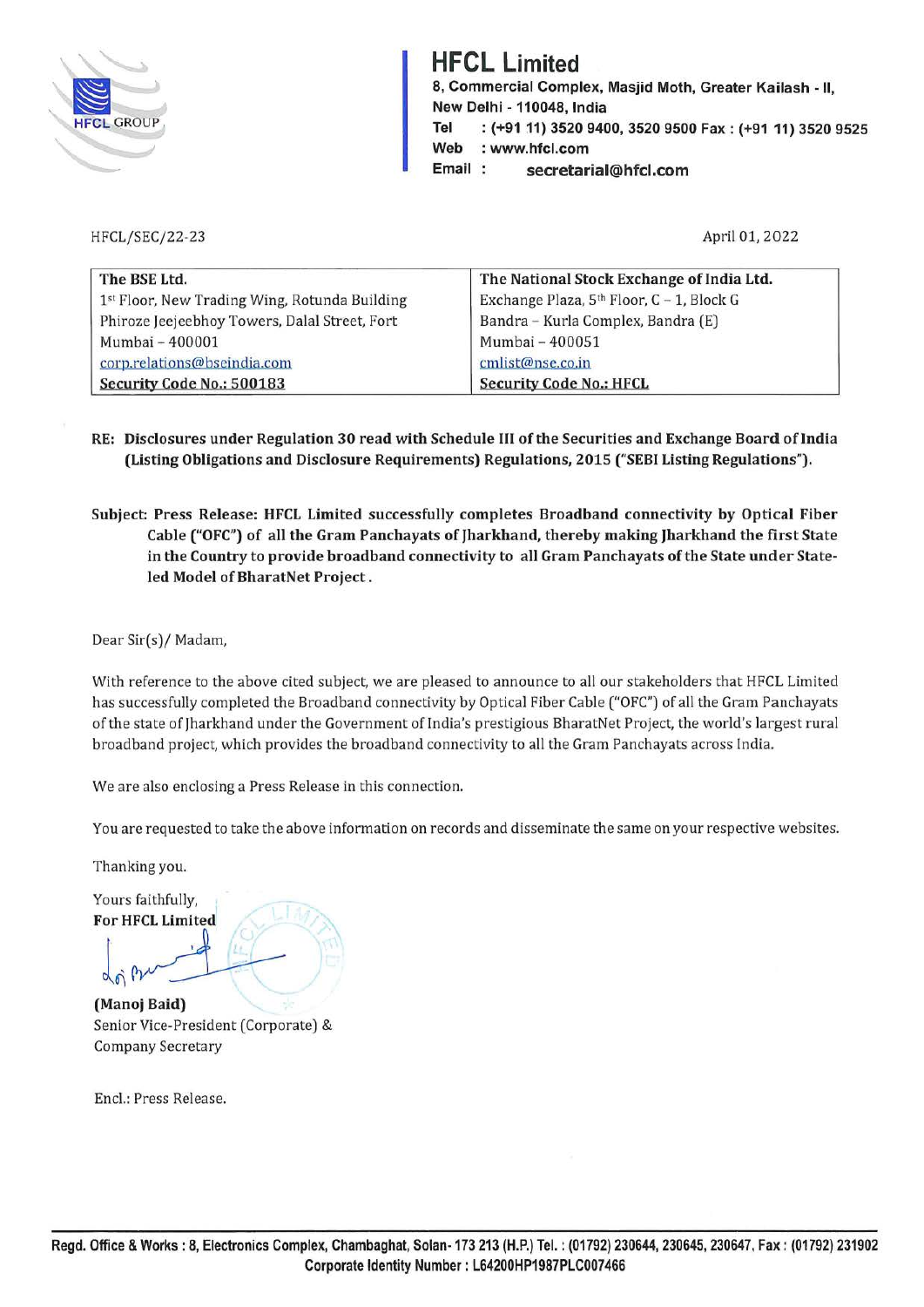# HFCL Limited

**8, Commercial Complex, Masjid Moth, Greater Kailash - II, New Delhi - 110048, India**
**Tel : (+91 11) 3520 9400, 3520 9500 Fax : (+91 11) 3520 9525**
**Web : www.hfcl.com**
**Email : secretarial@hfcl.com**

HFCL/SEC/22-23

April 01, 2022

| The BSE Ltd. | The National Stock Exchange of India Ltd. |
|---|---|
| 1st Floor, New Trading Wing, Rotunda Building | Exchange Plaza, 5th Floor, C – 1, Block G |
| Phiroze Jeejeebhoy Towers, Dalal Street, Fort | Bandra – Kurla Complex, Bandra (E) |
| Mumbai – 400001 | Mumbai – 400051 |
| corp.relations@bseindia.com | cmlist@nse.co.in |
| **Security Code No.: 500183** | **Security Code No.: HFCL** |

**RE: Disclosures under Regulation 30 read with Schedule III of the Securities and Exchange Board of India (Listing Obligations and Disclosure Requirements) Regulations, 2015 ("SEBI Listing Regulations").**

**Subject: Press Release: HFCL Limited successfully completes Broadband connectivity by Optical Fiber Cable ("OFC") of all the Gram Panchayats of Jharkhand, thereby making Jharkhand the first State in the Country to provide broadband connectivity to all Gram Panchayats of the State under State-led Model of BharatNet Project.**

Dear Sir(s)/ Madam,

With reference to the above cited subject, we are pleased to announce to all our stakeholders that HFCL Limited has successfully completed the Broadband connectivity by Optical Fiber Cable ("OFC") of all the Gram Panchayats of the state of Jharkhand under the Government of India's prestigious BharatNet Project, the world's largest rural broadband project, which provides the broadband connectivity to all the Gram Panchayats across India.

We are also enclosing a Press Release in this connection.

You are requested to take the above information on records and disseminate the same on your respective websites.

Thanking you.

Yours faithfully,
**For HFCL Limited**

**(Manoj Baid)**
Senior Vice-President (Corporate) &
Company Secretary

Encl.: Press Release.

**Regd. Office & Works : 8, Electronics Complex, Chambaghat, Solan- 173 213 (H.P.) Tel. : (01792) 230644, 230645, 230647, Fax : (01792) 231902**
**Corporate Identity Number : L64200HP1987PLC007466**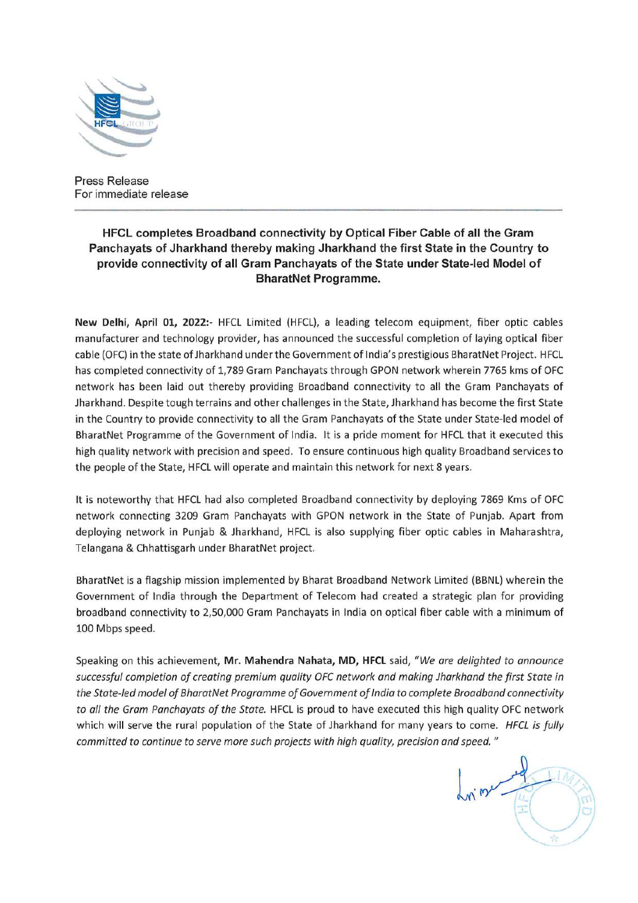Press Release
For immediate release

## HFCL completes Broadband connectivity by Optical Fiber Cable of all the Gram Panchayats of Jharkhand thereby making Jharkhand the first State in the Country to provide connectivity of all Gram Panchayats of the State under State-led Model of BharatNet Programme.

**New Delhi, April 01, 2022:-** HFCL Limited (HFCL), a leading telecom equipment, fiber optic cables manufacturer and technology provider, has announced the successful completion of laying optical fiber cable (OFC) in the state of Jharkhand under the Government of India's prestigious BharatNet Project. HFCL has completed connectivity of 1,789 Gram Panchayats through GPON network wherein 7765 kms of OFC network has been laid out thereby providing Broadband connectivity to all the Gram Panchayats of Jharkhand. Despite tough terrains and other challenges in the State, Jharkhand has become the first State in the Country to provide connectivity to all the Gram Panchayats of the State under State-led model of BharatNet Programme of the Government of India. It is a pride moment for HFCL that it executed this high quality network with precision and speed. To ensure continuous high quality Broadband services to the people of the State, HFCL will operate and maintain this network for next 8 years.

It is noteworthy that HFCL had also completed Broadband connectivity by deploying 7869 Kms of OFC network connecting 3209 Gram Panchayats with GPON network in the State of Punjab. Apart from deploying network in Punjab & Jharkhand, HFCL is also supplying fiber optic cables in Maharashtra, Telangana & Chhattisgarh under BharatNet project.

BharatNet is a flagship mission implemented by Bharat Broadband Network Limited (BBNL) wherein the Government of India through the Department of Telecom had created a strategic plan for providing broadband connectivity to 2,50,000 Gram Panchayats in India on optical fiber cable with a minimum of 100 Mbps speed.

Speaking on this achievement, **Mr. Mahendra Nahata, MD, HFCL** said, *"We are delighted to announce successful completion of creating premium quality OFC network and making Jharkhand the first State in the State-led model of BharatNet Programme of Government of India to complete Broadband connectivity to all the Gram Panchayats of the State.* HFCL is proud to have executed this high quality OFC network which will serve the rural population of the State of Jharkhand for many years to come. *HFCL is fully committed to continue to serve more such projects with high quality, precision and speed."*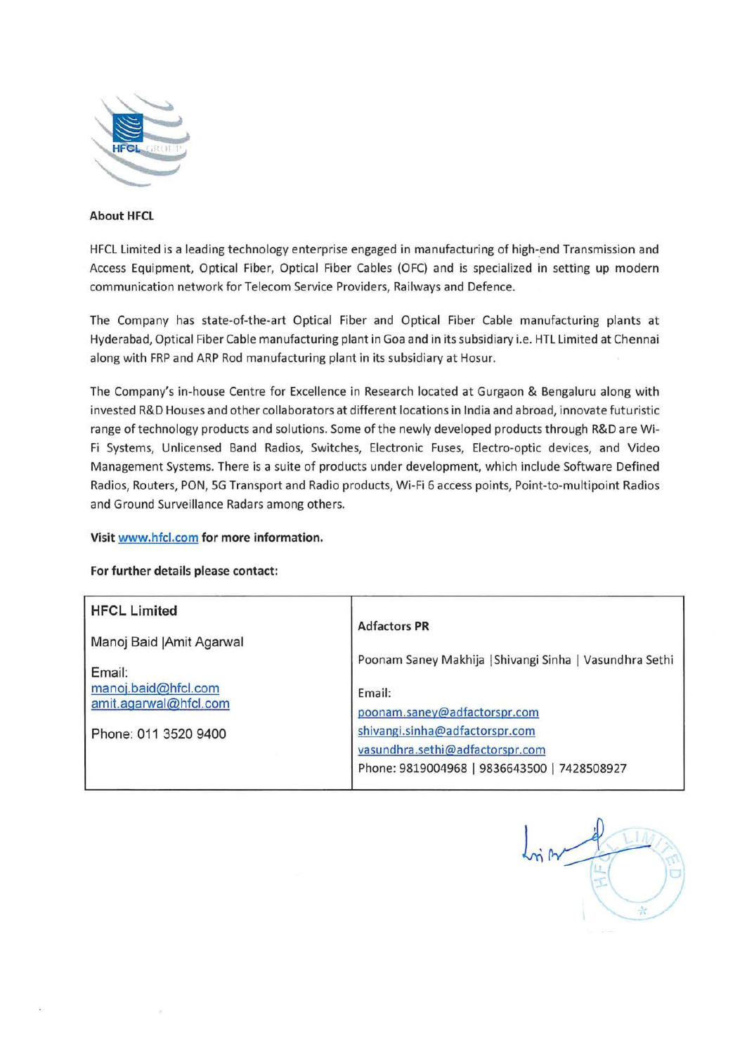**About HFCL**

HFCL Limited is a leading technology enterprise engaged in manufacturing of high-end Transmission and Access Equipment, Optical Fiber, Optical Fiber Cables (OFC) and is specialized in setting up modern communication network for Telecom Service Providers, Railways and Defence.

The Company has state-of-the-art Optical Fiber and Optical Fiber Cable manufacturing plants at Hyderabad, Optical Fiber Cable manufacturing plant in Goa and in its subsidiary i.e. HTL Limited at Chennai along with FRP and ARP Rod manufacturing plant in its subsidiary at Hosur.

The Company's in-house Centre for Excellence in Research located at Gurgaon & Bengaluru along with invested R&D Houses and other collaborators at different locations in India and abroad, innovate futuristic range of technology products and solutions. Some of the newly developed products through R&D are Wi-Fi Systems, Unlicensed Band Radios, Switches, Electronic Fuses, Electro-optic devices, and Video Management Systems. There is a suite of products under development, which include Software Defined Radios, Routers, PON, 5G Transport and Radio products, Wi-Fi 6 access points, Point-to-multipoint Radios and Ground Surveillance Radars among others.

**Visit www.hfcl.com for more information.**

**For further details please contact:**

| | |
|---|---|
| **HFCL Limited**<br><br>Manoj Baid \|Amit Agarwal<br><br>Email:<br>manoj.baid@hfcl.com<br>amit.agarwal@hfcl.com<br><br>Phone: 011 3520 9400 | **Adfactors PR**<br><br>Poonam Saney Makhija \|Shivangi Sinha \| Vasundhra Sethi<br><br>Email:<br>poonam.saney@adfactorspr.com<br>shivangi.sinha@adfactorspr.com<br>vasundhra.sethi@adfactorspr.com<br>Phone: 9819004968 \| 9836643500 \| 7428508927 |